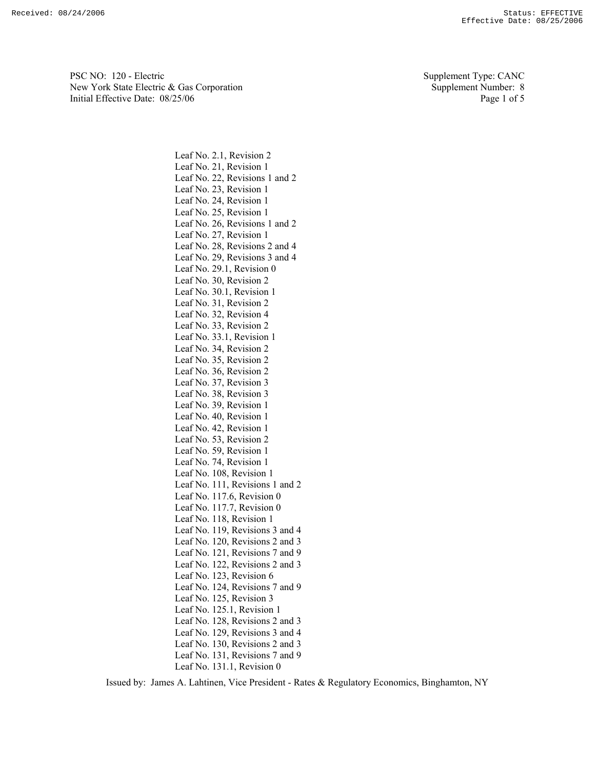PSC NO: 120 - Electric
New York State Electric & Gas Corporation
Initial Effective Date: 08/25/06

Supplement Type: CANC
Supplement Number: 8

Leaf No. 2.1, Revision 2
Leaf No. 21, Revision 1
Leaf No. 22, Revisions 1 and 2
Leaf No. 23, Revision 1
Leaf No. 24, Revision 1
Leaf No. 25, Revision 1
Leaf No. 26, Revisions 1 and 2
Leaf No. 27, Revision 1
Leaf No. 28, Revisions 2 and 4
Leaf No. 29, Revisions 3 and 4
Leaf No. 29.1, Revision 0
Leaf No. 30, Revision 2
Leaf No. 30.1, Revision 1
Leaf No. 31, Revision 2
Leaf No. 32, Revision 4
Leaf No. 33, Revision 2
Leaf No. 33.1, Revision 1
Leaf No. 34, Revision 2
Leaf No. 35, Revision 2
Leaf No. 36, Revision 2
Leaf No. 37, Revision 3
Leaf No. 38, Revision 3
Leaf No. 39, Revision 1
Leaf No. 40, Revision 1
Leaf No. 42, Revision 1
Leaf No. 53, Revision 2
Leaf No. 59, Revision 1
Leaf No. 74, Revision 1
Leaf No. 108, Revision 1
Leaf No. 111, Revisions 1 and 2
Leaf No. 117.6, Revision 0
Leaf No. 117.7, Revision 0
Leaf No. 118, Revision 1
Leaf No. 119, Revisions 3 and 4
Leaf No. 120, Revisions 2 and 3
Leaf No. 121, Revisions 7 and 9
Leaf No. 122, Revisions 2 and 3
Leaf No. 123, Revision 6
Leaf No. 124, Revisions 7 and 9
Leaf No. 125, Revision 3
Leaf No. 125.1, Revision 1
Leaf No. 128, Revisions 2 and 3
Leaf No. 129, Revisions 3 and 4
Leaf No. 130, Revisions 2 and 3
Leaf No. 131, Revisions 7 and 9
Leaf No. 131.1, Revision 0

Issued by: James A. Lahtinen, Vice President - Rates & Regulatory Economics, Binghamton, NY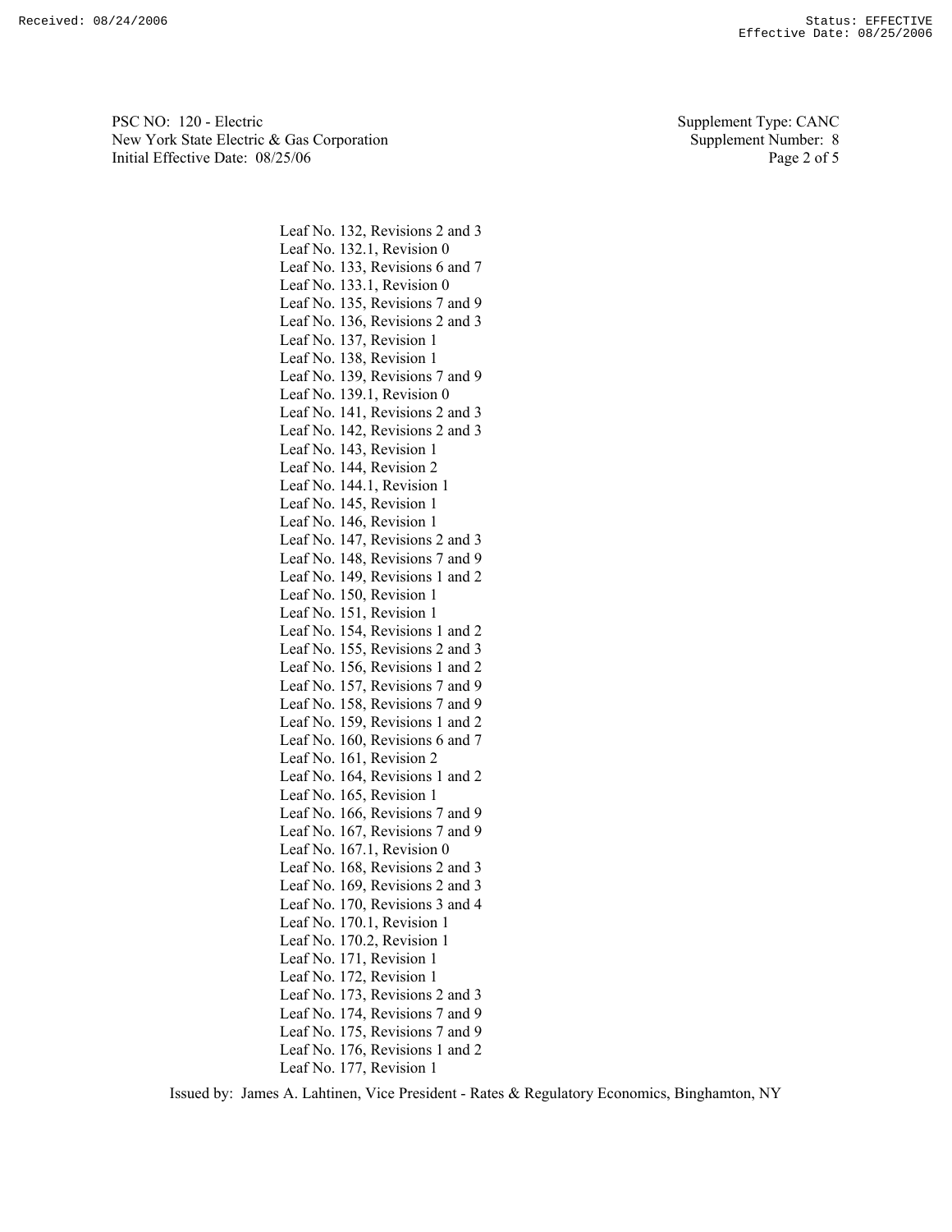PSC NO: 120 - Electric
New York State Electric & Gas Corporation
Initial Effective Date: 08/25/06

Supplement Type: CANC
Supplement Number: 8

Leaf No. 132, Revisions 2 and 3
Leaf No. 132.1, Revision 0
Leaf No. 133, Revisions 6 and 7
Leaf No. 133.1, Revision 0
Leaf No. 135, Revisions 7 and 9
Leaf No. 136, Revisions 2 and 3
Leaf No. 137, Revision 1
Leaf No. 138, Revision 1
Leaf No. 139, Revisions 7 and 9
Leaf No. 139.1, Revision 0
Leaf No. 141, Revisions 2 and 3
Leaf No. 142, Revisions 2 and 3
Leaf No. 143, Revision 1
Leaf No. 144, Revision 2
Leaf No. 144.1, Revision 1
Leaf No. 145, Revision 1
Leaf No. 146, Revision 1
Leaf No. 147, Revisions 2 and 3
Leaf No. 148, Revisions 7 and 9
Leaf No. 149, Revisions 1 and 2
Leaf No. 150, Revision 1
Leaf No. 151, Revision 1
Leaf No. 154, Revisions 1 and 2
Leaf No. 155, Revisions 2 and 3
Leaf No. 156, Revisions 1 and 2
Leaf No. 157, Revisions 7 and 9
Leaf No. 158, Revisions 7 and 9
Leaf No. 159, Revisions 1 and 2
Leaf No. 160, Revisions 6 and 7
Leaf No. 161, Revision 2
Leaf No. 164, Revisions 1 and 2
Leaf No. 165, Revision 1
Leaf No. 166, Revisions 7 and 9
Leaf No. 167, Revisions 7 and 9
Leaf No. 167.1, Revision 0
Leaf No. 168, Revisions 2 and 3
Leaf No. 169, Revisions 2 and 3
Leaf No. 170, Revisions 3 and 4
Leaf No. 170.1, Revision 1
Leaf No. 170.2, Revision 1
Leaf No. 171, Revision 1
Leaf No. 172, Revision 1
Leaf No. 173, Revisions 2 and 3
Leaf No. 174, Revisions 7 and 9
Leaf No. 175, Revisions 7 and 9
Leaf No. 176, Revisions 1 and 2
Leaf No. 177, Revision 1

Issued by: James A. Lahtinen, Vice President - Rates & Regulatory Economics, Binghamton, NY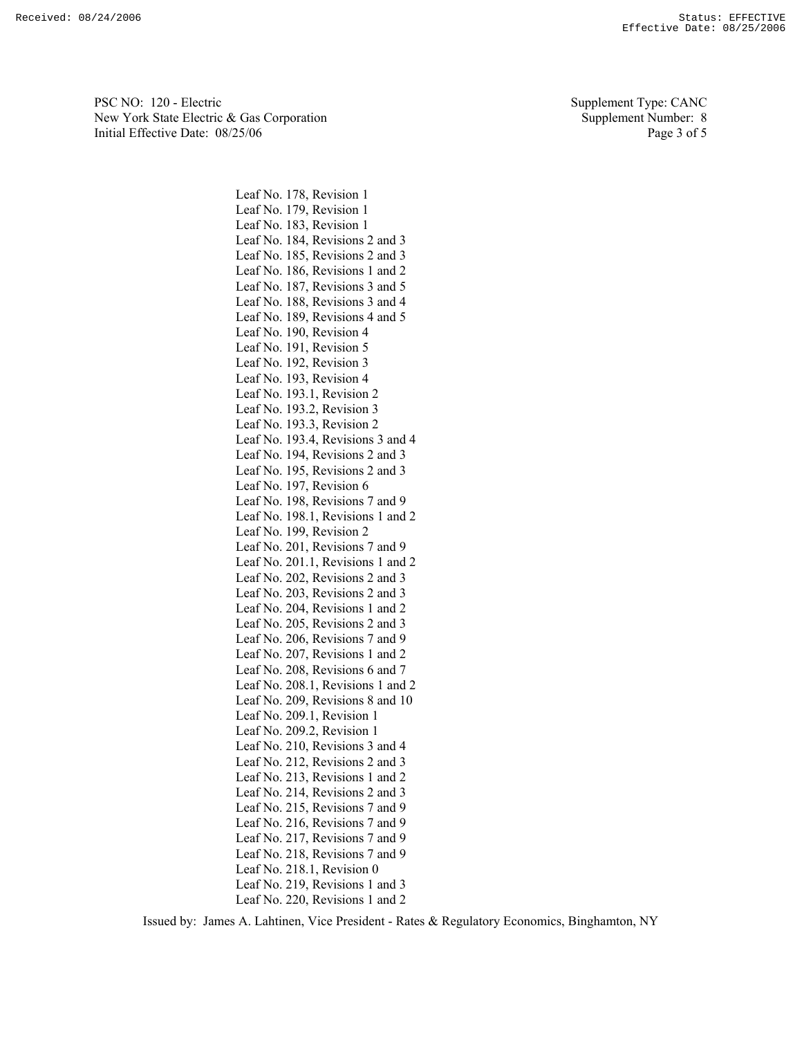Leaf No. 178, Revision 1
Leaf No. 179, Revision 1
Leaf No. 183, Revision 1
Leaf No. 184, Revisions 2 and 3
Leaf No. 185, Revisions 2 and 3
Leaf No. 186, Revisions 1 and 2
Leaf No. 187, Revisions 3 and 5
Leaf No. 188, Revisions 3 and 4
Leaf No. 189, Revisions 4 and 5
Leaf No. 190, Revision 4
Leaf No. 191, Revision 5
Leaf No. 192, Revision 3
Leaf No. 193, Revision 4
Leaf No. 193.1, Revision 2
Leaf No. 193.2, Revision 3
Leaf No. 193.3, Revision 2
Leaf No. 193.4, Revisions 3 and 4
Leaf No. 194, Revisions 2 and 3
Leaf No. 195, Revisions 2 and 3
Leaf No. 197, Revision 6
Leaf No. 198, Revisions 7 and 9
Leaf No. 198.1, Revisions 1 and 2
Leaf No. 199, Revision 2
Leaf No. 201, Revisions 7 and 9
Leaf No. 201.1, Revisions 1 and 2
Leaf No. 202, Revisions 2 and 3
Leaf No. 203, Revisions 2 and 3
Leaf No. 204, Revisions 1 and 2
Leaf No. 205, Revisions 2 and 3
Leaf No. 206, Revisions 7 and 9
Leaf No. 207, Revisions 1 and 2
Leaf No. 208, Revisions 6 and 7
Leaf No. 208.1, Revisions 1 and 2
Leaf No. 209, Revisions 8 and 10
Leaf No. 209.1, Revision 1
Leaf No. 209.2, Revision 1
Leaf No. 210, Revisions 3 and 4
Leaf No. 212, Revisions 2 and 3
Leaf No. 213, Revisions 1 and 2
Leaf No. 214, Revisions 2 and 3
Leaf No. 215, Revisions 7 and 9
Leaf No. 216, Revisions 7 and 9
Leaf No. 217, Revisions 7 and 9
Leaf No. 218, Revisions 7 and 9
Leaf No. 218.1, Revision 0
Leaf No. 219, Revisions 1 and 3
Leaf No. 220, Revisions 1 and 2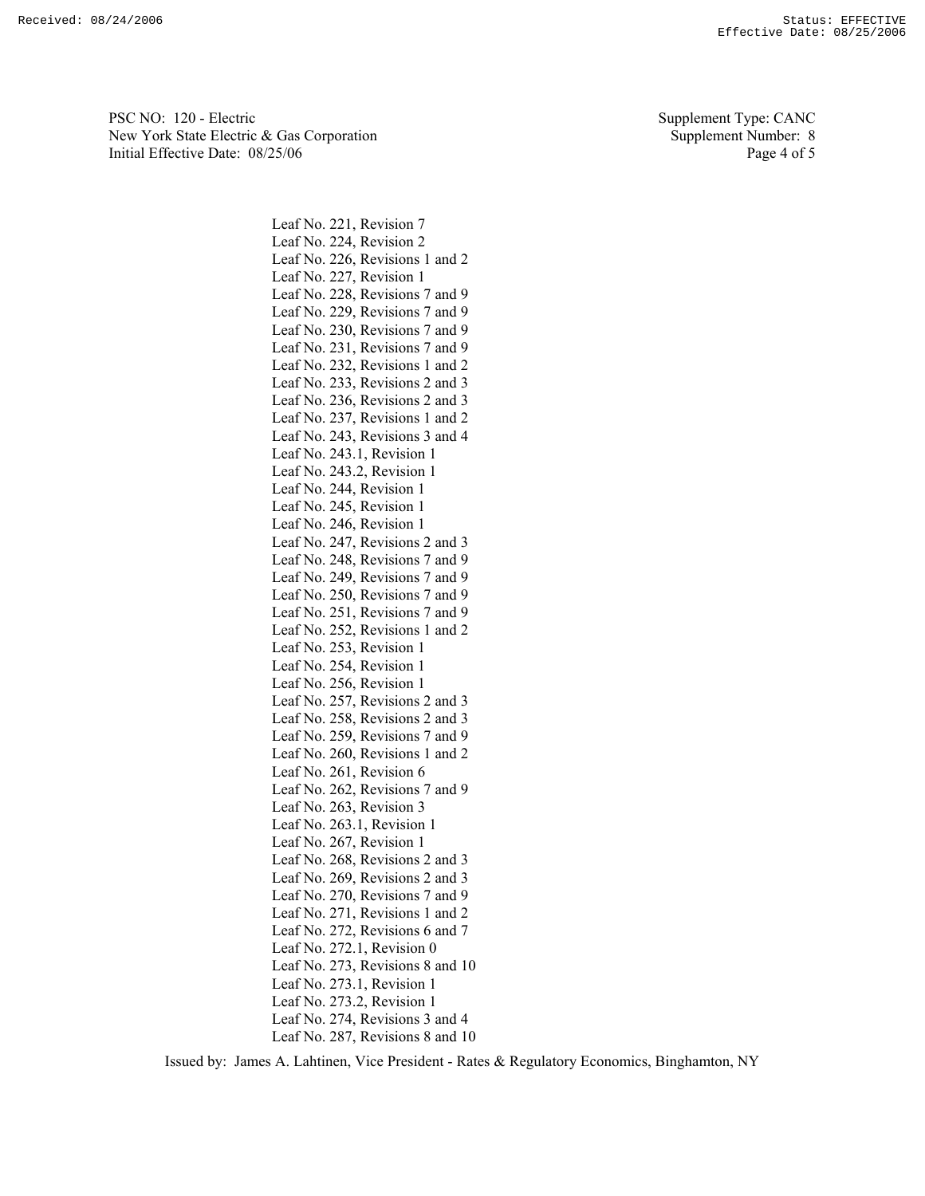Leaf No. 221, Revision 7
Leaf No. 224, Revision 2
Leaf No. 226, Revisions 1 and 2
Leaf No. 227, Revision 1
Leaf No. 228, Revisions 7 and 9
Leaf No. 229, Revisions 7 and 9
Leaf No. 230, Revisions 7 and 9
Leaf No. 231, Revisions 7 and 9
Leaf No. 232, Revisions 1 and 2
Leaf No. 233, Revisions 2 and 3
Leaf No. 236, Revisions 2 and 3
Leaf No. 237, Revisions 1 and 2
Leaf No. 243, Revisions 3 and 4
Leaf No. 243.1, Revision 1
Leaf No. 243.2, Revision 1
Leaf No. 244, Revision 1
Leaf No. 245, Revision 1
Leaf No. 246, Revision 1
Leaf No. 247, Revisions 2 and 3
Leaf No. 248, Revisions 7 and 9
Leaf No. 249, Revisions 7 and 9
Leaf No. 250, Revisions 7 and 9
Leaf No. 251, Revisions 7 and 9
Leaf No. 252, Revisions 1 and 2
Leaf No. 253, Revision 1
Leaf No. 254, Revision 1
Leaf No. 256, Revision 1
Leaf No. 257, Revisions 2 and 3
Leaf No. 258, Revisions 2 and 3
Leaf No. 259, Revisions 7 and 9
Leaf No. 260, Revisions 1 and 2
Leaf No. 261, Revision 6
Leaf No. 262, Revisions 7 and 9
Leaf No. 263, Revision 3
Leaf No. 263.1, Revision 1
Leaf No. 267, Revision 1
Leaf No. 268, Revisions 2 and 3
Leaf No. 269, Revisions 2 and 3
Leaf No. 270, Revisions 7 and 9
Leaf No. 271, Revisions 1 and 2
Leaf No. 272, Revisions 6 and 7
Leaf No. 272.1, Revision 0
Leaf No. 273, Revisions 8 and 10
Leaf No. 273.1, Revision 1
Leaf No. 273.2, Revision 1
Leaf No. 274, Revisions 3 and 4
Leaf No. 287, Revisions 8 and 10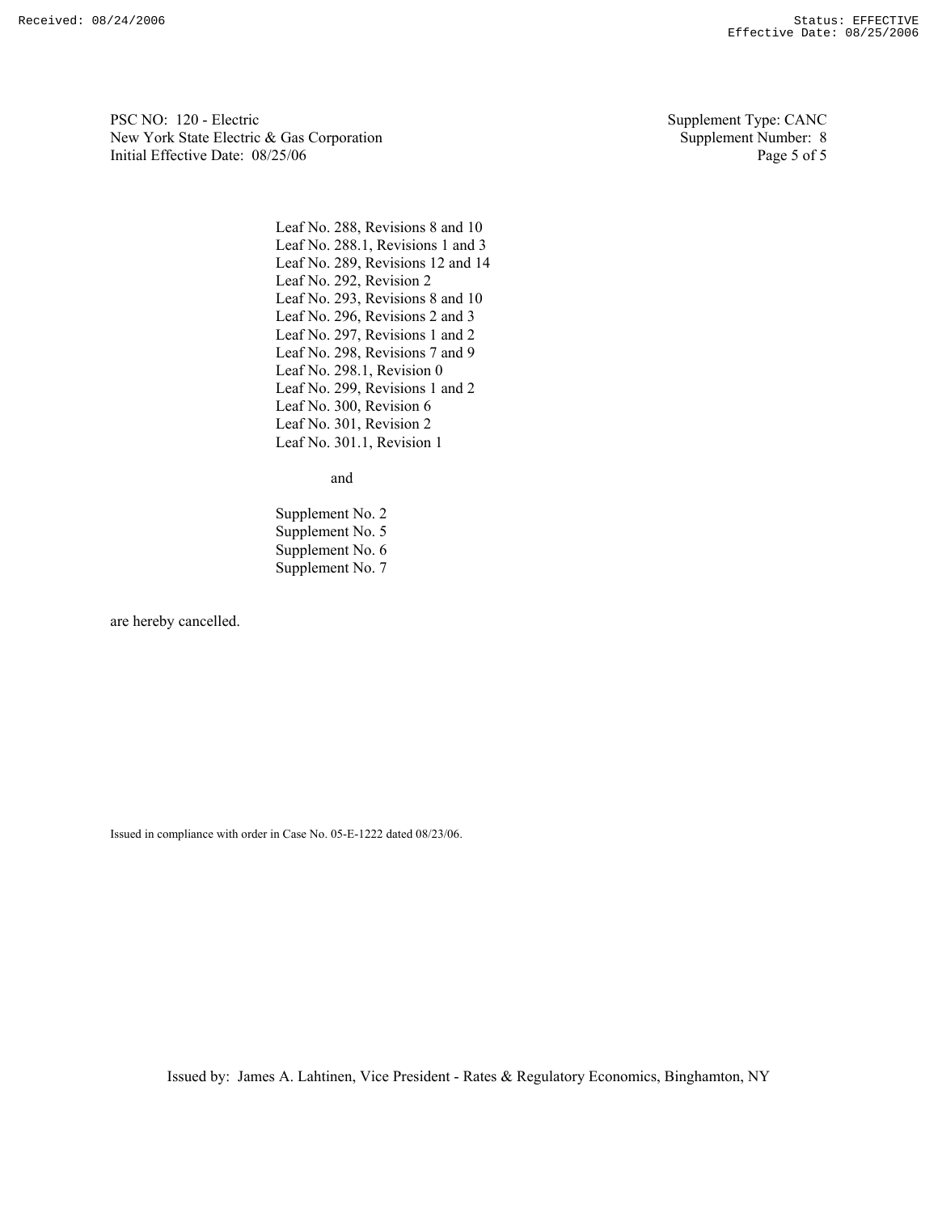Leaf No. 288, Revisions 8 and 10
Leaf No. 288.1, Revisions 1 and 3
Leaf No. 289, Revisions 12 and 14
Leaf No. 292, Revision 2
Leaf No. 293, Revisions 8 and 10
Leaf No. 296, Revisions 2 and 3
Leaf No. 297, Revisions 1 and 2
Leaf No. 298, Revisions 7 and 9
Leaf No. 298.1, Revision 0
Leaf No. 299, Revisions 1 and 2
Leaf No. 300, Revision 6
Leaf No. 301, Revision 2
Leaf No. 301.1, Revision 1

and

Supplement No. 2
Supplement No. 5
Supplement No. 6
Supplement No. 7

are hereby cancelled.

Issued in compliance with order in Case No. 05-E-1222 dated 08/23/06.